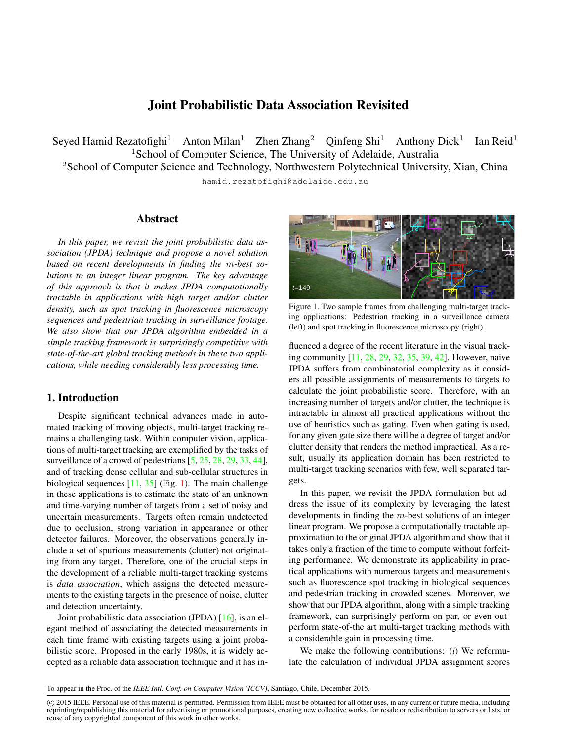# Joint Probabilistic Data Association Revisited

Seyed Hamid Rezatofighi[1] Anton Milan[1] Zhen Zhang[2] Qinfeng Shi[1] Anthony Dick[1] Ian Reid[1]

[1]School of Computer Science, The University of Adelaide, Australia

[2]School of Computer Science and Technology, Northwestern Polytechnical University, Xian, China

hamid.rezatofighi@adelaide.edu.au

## Abstract

*In this paper, we revisit the joint probabilistic data association (JPDA) technique and propose a novel solution based on recent developments in finding the $m$-best solutions to an integer linear program. The key advantage of this approach is that it makes JPDA computationally tractable in applications with high target and/or clutter density, such as spot tracking in fluorescence microscopy sequences and pedestrian tracking in surveillance footage. We also show that our JPDA algorithm embedded in a simple tracking framework is surprisingly competitive with state-of-the-art global tracking methods in these two applications, while needing considerably less processing time.*

## 1. Introduction

Despite significant technical advances made in automated tracking of moving objects, multi-target tracking remains a challenging task. Within computer vision, applications of multi-target tracking are exemplified by the tasks of surveillance of a crowd of pedestrians [5, 25, 28, 29, 33, 44], and of tracking dense cellular and sub-cellular structures in biological sequences [11, 35] (Fig. 1). The main challenge in these applications is to estimate the state of an unknown and time-varying number of targets from a set of noisy and uncertain measurements. Targets often remain undetected due to occlusion, strong variation in appearance or other detector failures. Moreover, the observations generally include a set of spurious measurements (clutter) not originating from any target. Therefore, one of the crucial steps in the development of a reliable multi-target tracking systems is *data association*, which assigns the detected measurements to the existing targets in the presence of noise, clutter and detection uncertainty.

Joint probabilistic data association (JPDA) [16], is an elegant method of associating the detected measurements in each time frame with existing targets using a joint probabilistic score. Proposed in the early 1980s, it is widely accepted as a reliable data association technique and it has influenced a degree of the recent literature in the visual tracking community [11, 28, 29, 32, 35, 39, 42]. However, naive JPDA suffers from combinatorial complexity as it considers all possible assignments of measurements to targets to calculate the joint probabilistic score. Therefore, with an increasing number of targets and/or clutter, the technique is intractable in almost all practical applications without the use of heuristics such as gating. Even when gating is used, for any given gate size there will be a degree of target and/or clutter density that renders the method impractical. As a result, usually its application domain has been restricted to multi-target tracking scenarios with few, well separated targets.

Figure 1. Two sample frames from challenging multi-target tracking applications: Pedestrian tracking in a surveillance camera (left) and spot tracking in fluorescence microscopy (right).

In this paper, we revisit the JPDA formulation but address the issue of its complexity by leveraging the latest developments in finding the $m$-best solutions of an integer linear program. We propose a computationally tractable approximation to the original JPDA algorithm and show that it takes only a fraction of the time to compute without forfeiting performance. We demonstrate its applicability in practical applications with numerous targets and measurements such as fluorescence spot tracking in biological sequences and pedestrian tracking in crowded scenes. Moreover, we show that our JPDA algorithm, along with a simple tracking framework, can surprisingly perform on par, or even outperform state-of-the art multi-target tracking methods with a considerable gain in processing time.

We make the following contributions: (*i*) We reformulate the calculation of individual JPDA assignment scores

To appear in the Proc. of the *IEEE Intl. Conf. on Computer Vision (ICCV)*, Santiago, Chile, December 2015.

© 2015 IEEE. Personal use of this material is permitted. Permission from IEEE must be obtained for all other uses, in any current or future media, including reprinting/republishing this material for advertising or promotional purposes, creating new collective works, for resale or redistribution to servers or lists, or reuse of any copyrighted component of this work in other works.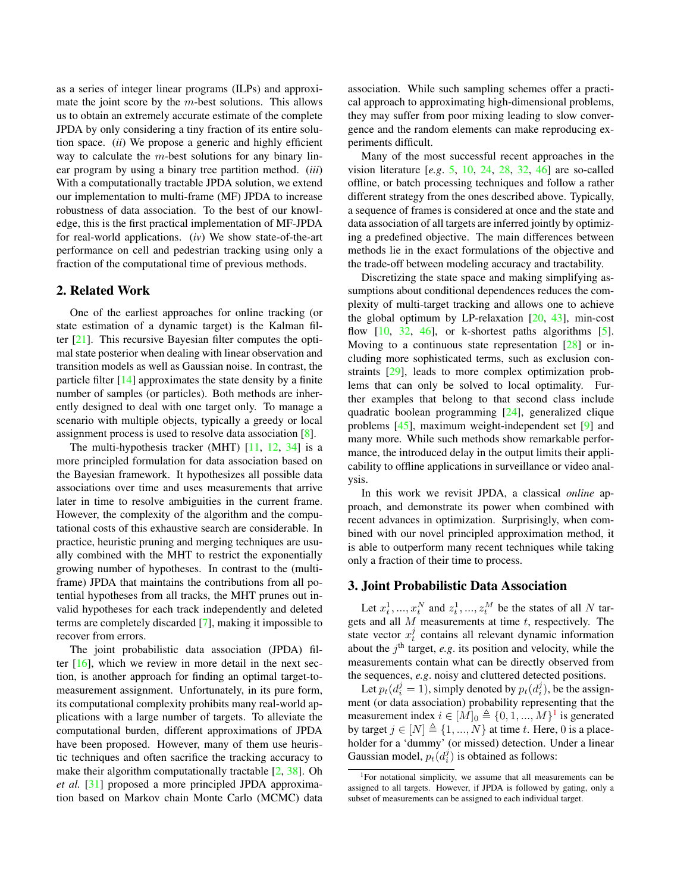as a series of integer linear programs (ILPs) and approximate the joint score by the $m$-best solutions. This allows us to obtain an extremely accurate estimate of the complete JPDA by only considering a tiny fraction of its entire solution space. (*ii*) We propose a generic and highly efficient way to calculate the $m$-best solutions for any binary linear program by using a binary tree partition method. (*iii*) With a computationally tractable JPDA solution, we extend our implementation to multi-frame (MF) JPDA to increase robustness of data association. To the best of our knowledge, this is the first practical implementation of MF-JPDA for real-world applications. (*iv*) We show state-of-the-art performance on cell and pedestrian tracking using only a fraction of the computational time of previous methods.

## 2. Related Work

One of the earliest approaches for online tracking (or state estimation of a dynamic target) is the Kalman filter [21]. This recursive Bayesian filter computes the optimal state posterior when dealing with linear observation and transition models as well as Gaussian noise. In contrast, the particle filter [14] approximates the state density by a finite number of samples (or particles). Both methods are inherently designed to deal with one target only. To manage a scenario with multiple objects, typically a greedy or local assignment process is used to resolve data association [8].

The multi-hypothesis tracker (MHT) [11, 12, 34] is a more principled formulation for data association based on the Bayesian framework. It hypothesizes all possible data associations over time and uses measurements that arrive later in time to resolve ambiguities in the current frame. However, the complexity of the algorithm and the computational costs of this exhaustive search are considerable. In practice, heuristic pruning and merging techniques are usually combined with the MHT to restrict the exponentially growing number of hypotheses. In contrast to the (multi-frame) JPDA that maintains the contributions from all potential hypotheses from all tracks, the MHT prunes out invalid hypotheses for each track independently and deleted terms are completely discarded [7], making it impossible to recover from errors.

The joint probabilistic data association (JPDA) filter [16], which we review in more detail in the next section, is another approach for finding an optimal target-to-measurement assignment. Unfortunately, in its pure form, its computational complexity prohibits many real-world applications with a large number of targets. To alleviate the computational burden, different approximations of JPDA have been proposed. However, many of them use heuristic techniques and often sacrifice the tracking accuracy to make their algorithm computationally tractable [2, 38]. Oh *et al.* [31] proposed a more principled JPDA approximation based on Markov chain Monte Carlo (MCMC) data association. While such sampling schemes offer a practical approach to approximating high-dimensional problems, they may suffer from poor mixing leading to slow convergence and the random elements can make reproducing experiments difficult.

Many of the most successful recent approaches in the vision literature [*e.g.* 5, 10, 24, 28, 32, 46] are so-called offline, or batch processing techniques and follow a rather different strategy from the ones described above. Typically, a sequence of frames is considered at once and the state and data association of all targets are inferred jointly by optimizing a predefined objective. The main differences between methods lie in the exact formulations of the objective and the trade-off between modeling accuracy and tractability.

Discretizing the state space and making simplifying assumptions about conditional dependences reduces the complexity of multi-target tracking and allows one to achieve the global optimum by LP-relaxation [20, 43], min-cost flow [10, 32, 46], or k-shortest paths algorithms [5]. Moving to a continuous state representation [28] or including more sophisticated terms, such as exclusion constraints [29], leads to more complex optimization problems that can only be solved to local optimality. Further examples that belong to that second class include quadratic boolean programming [24], generalized clique problems [45], maximum weight-independent set [9] and many more. While such methods show remarkable performance, the introduced delay in the output limits their applicability to offline applications in surveillance or video analysis.

In this work we revisit JPDA, a classical *online* approach, and demonstrate its power when combined with recent advances in optimization. Surprisingly, when combined with our novel principled approximation method, it is able to outperform many recent techniques while taking only a fraction of their time to process.

## 3. Joint Probabilistic Data Association

Let $x_t^1, ..., x_t^N$ and $z_t^1, ..., z_t^M$ be the states of all $N$ targets and all $M$ measurements at time $t$, respectively. The state vector $x_t^j$ contains all relevant dynamic information about the $j^{\text{th}}$ target, *e.g.* its position and velocity, while the measurements contain what can be directly observed from the sequences, *e.g.* noisy and cluttered detected positions.

Let $p_t(d_i^j = 1)$, simply denoted by $p_t(d_i^j)$, be the assignment (or data association) probability representing that the measurement index $i \in [M]_0 \triangleq \{0, 1, ..., M\}$[1] is generated by target $j \in [N] \triangleq \{1, ..., N\}$ at time $t$. Here, 0 is a placeholder for a 'dummy' (or missed) detection. Under a linear Gaussian model, $p_t(d_i^j)$ is obtained as follows:

[1]For notational simplicity, we assume that all measurements can be assigned to all targets. However, if JPDA is followed by gating, only a subset of measurements can be assigned to each individual target.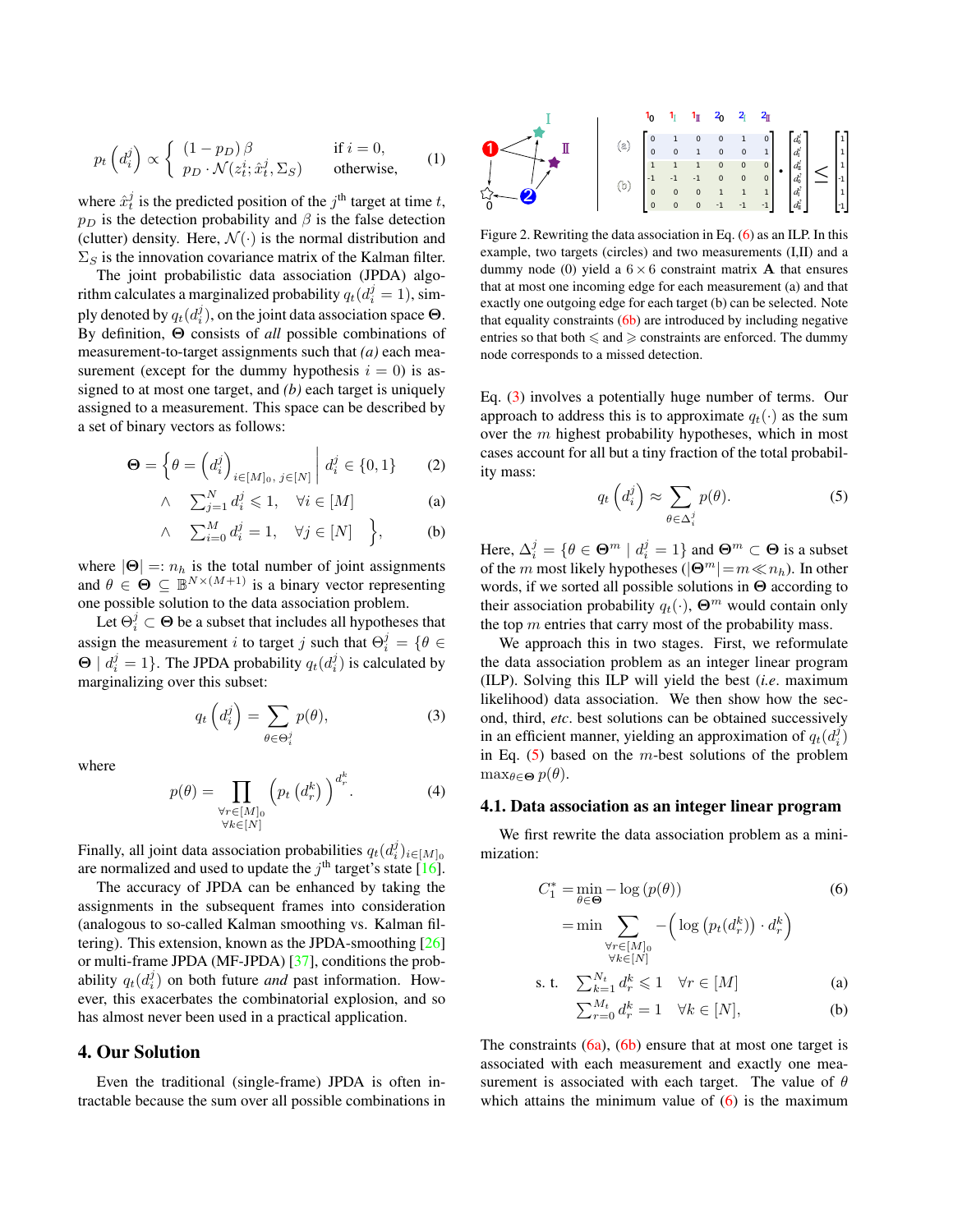$$p_t\left(d_i^j\right) \propto \begin{cases} (1-p_D)\,\beta & \text{if } i=0, \\ p_D \cdot \mathcal{N}(z_t^i; \hat{x}_t^j, \Sigma_S) & \text{otherwise,} \end{cases} \tag{1}$$

where $\hat{x}_t^j$ is the predicted position of the $j^{\text{th}}$ target at time $t$, $p_D$ is the detection probability and $\beta$ is the false detection (clutter) density. Here, $\mathcal{N}(\cdot)$ is the normal distribution and $\Sigma_S$ is the innovation covariance matrix of the Kalman filter.

The joint probabilistic data association (JPDA) algorithm calculates a marginalized probability $q_t(d_i^j = 1)$, simply denoted by $q_t(d_i^j)$, on the joint data association space $\mathbf{\Theta}$. By definition, $\mathbf{\Theta}$ consists of *all* possible combinations of measurement-to-target assignments such that *(a)* each measurement (except for the dummy hypothesis $i=0$) is assigned to at most one target, and *(b)* each target is uniquely assigned to a measurement. This space can be described by a set of binary vectors as follows:

$$\mathbf{\Theta} = \Big\{ \theta = \left(d_i^j\right)_{i\in[M]_0,\, j\in[N]} \;\Big|\; d_i^j \in \{0,1\} \tag{2}$$

$$\wedge \quad \textstyle\sum_{j=1}^N d_i^j \leqslant 1, \quad \forall i \in [M] \tag{a}$$

$$\wedge \quad \textstyle\sum_{i=0}^M d_i^j = 1, \quad \forall j \in [N] \quad \Big\}, \tag{b}$$

where $|\mathbf{\Theta}| =: n_h$ is the total number of joint assignments and $\theta \in \mathbf{\Theta} \subseteq \mathbb{B}^{N\times(M+1)}$ is a binary vector representing one possible solution to the data association problem.

Let $\Theta_i^j \subset \mathbf{\Theta}$ be a subset that includes all hypotheses that assign the measurement $i$ to target $j$ such that $\Theta_i^j = \{\theta \in \mathbf{\Theta} \mid d_i^j = 1\}$. The JPDA probability $q_t(d_i^j)$ is calculated by marginalizing over this subset:

$$q_t\left(d_i^j\right) = \sum_{\theta\in\Theta_i^j} p(\theta), \tag{3}$$

where

$$p(\theta) = \prod_{\substack{\forall r\in[M]_0 \\ \forall k\in[N]}} \left(p_t\left(d_r^k\right)\right)^{d_r^k}. \tag{4}$$

Finally, all joint data association probabilities $q_t(d_i^j)_{i\in[M]_0}$ are normalized and used to update the $j^{\text{th}}$ target's state [16].

The accuracy of JPDA can be enhanced by taking the assignments in the subsequent frames into consideration (analogous to so-called Kalman smoothing vs. Kalman filtering). This extension, known as the JPDA-smoothing [26] or multi-frame JPDA (MF-JPDA) [37], conditions the probability $q_t(d_i^j)$ on both future *and* past information. However, this exacerbates the combinatorial explosion, and so has almost never been used in a practical application.

# 4. Our Solution

Even the traditional (single-frame) JPDA is often intractable because the sum over all possible combinations in Eq. (3) involves a potentially huge number of terms. Our approach to address this is to approximate $q_t(\cdot)$ as the sum over the $m$ highest probability hypotheses, which in most cases account for all but a tiny fraction of the total probability mass:

$$q_t\left(d_i^j\right) \approx \sum_{\theta\in\Delta_i^j} p(\theta). \tag{5}$$

Here, $\Delta_i^j = \{\theta \in \mathbf{\Theta}^m \mid d_i^j = 1\}$ and $\mathbf{\Theta}^m \subset \mathbf{\Theta}$ is a subset of the $m$ most likely hypotheses ($|\mathbf{\Theta}^m| = m \ll n_h$). In other words, if we sorted all possible solutions in $\mathbf{\Theta}$ according to their association probability $q_t(\cdot)$, $\mathbf{\Theta}^m$ would contain only the top $m$ entries that carry most of the probability mass.

We approach this in two stages. First, we reformulate the data association problem as an integer linear program (ILP). Solving this ILP will yield the best (*i.e.* maximum likelihood) data association. We then show how the second, third, *etc.* best solutions can be obtained successively in an efficient manner, yielding an approximation of $q_t(d_i^j)$ in Eq. (5) based on the $m$-best solutions of the problem $\max_{\theta\in\mathbf{\Theta}} p(\theta)$.

Figure 2. Rewriting the data association in Eq. (6) as an ILP. In this example, two targets (circles) and two measurements (I,II) and a dummy node (0) yield a $6\times 6$ constraint matrix $\mathbf{A}$ that ensures that at most one incoming edge for each measurement (a) and that exactly one outgoing edge for each target (b) can be selected. Note that equality constraints (6b) are introduced by including negative entries so that both $\leqslant$ and $\geqslant$ constraints are enforced. The dummy node corresponds to a missed detection.

## 4.1. Data association as an integer linear program

We first rewrite the data association problem as a minimization:

$$\begin{aligned} C_1^* &= \min_{\theta\in\mathbf{\Theta}} -\log\left(p(\theta)\right) \\ &= \min \sum_{\substack{\forall r\in[M]_0 \\ \forall k\in[N]}} -\left(\log\left(p_t(d_r^k)\right)\cdot d_r^k\right) \end{aligned} \tag{6}$$

$$\text{s. t.} \quad \textstyle\sum_{k=1}^{N_t} d_r^k \leqslant 1 \quad \forall r \in [M] \tag{a}$$

$$\textstyle\sum_{r=0}^{M_t} d_r^k = 1 \quad \forall k \in [N], \tag{b}$$

The constraints (6a), (6b) ensure that at most one target is associated with each measurement and exactly one measurement is associated with each target. The value of $\theta$ which attains the minimum value of (6) is the maximum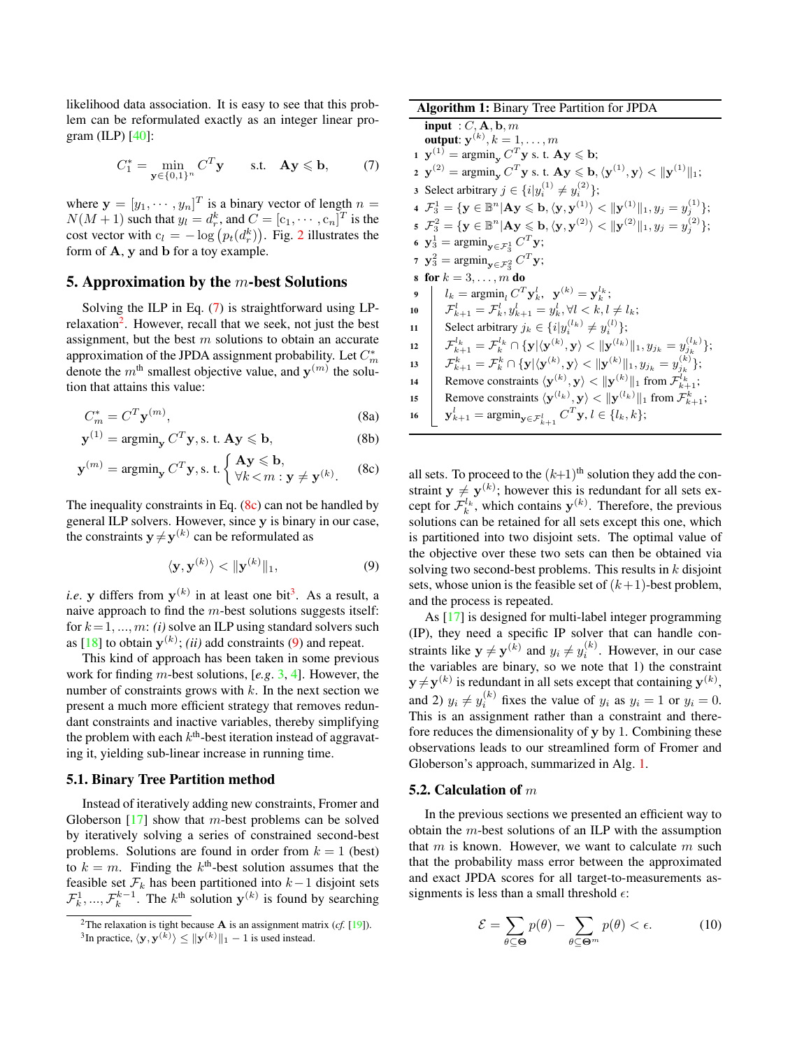likelihood data association. It is easy to see that this problem can be reformulated exactly as an integer linear program (ILP) [40]:

$$C_1^* = \min_{\mathbf{y} \in \{0,1\}^n} C^T \mathbf{y} \qquad \text{s.t.} \quad \mathbf{A}\mathbf{y} \leqslant \mathbf{b}, \tag{7}$$

where $\mathbf{y} = [y_1, \cdots, y_n]^T$ is a binary vector of length $n = N(M+1)$ such that $y_l = d_r^k$, and $C = [\mathrm{c}_1, \cdots, \mathrm{c}_n]^T$ is the cost vector with $\mathrm{c}_l = -\log\big(p_t(d_r^k)\big)$. Fig. 2 illustrates the form of $\mathbf{A}$, $\mathbf{y}$ and $\mathbf{b}$ for a toy example.

## 5. Approximation by the $m$-best Solutions

Solving the ILP in Eq. (7) is straightforward using LP-relaxation[2]. However, recall that we seek, not just the best assignment, but the best $m$ solutions to obtain an accurate approximation of the JPDA assignment probability. Let $C_m^*$ denote the $m^{\text{th}}$ smallest objective value, and $\mathbf{y}^{(m)}$ the solution that attains this value:

$$C_m^* = C^T \mathbf{y}^{(m)}, \tag{8a}$$

$$\mathbf{y}^{(1)} = \operatorname{argmin}_{\mathbf{y}} C^T \mathbf{y}, \text{ s. t. } \mathbf{A}\mathbf{y} \leqslant \mathbf{b}, \tag{8b}$$

$$\mathbf{y}^{(m)} = \operatorname{argmin}_{\mathbf{y}} C^T \mathbf{y}, \text{ s. t. } \begin{cases} \mathbf{A}\mathbf{y} \leqslant \mathbf{b}, \\ \forall k < m : \mathbf{y} \neq \mathbf{y}^{(k)}. \end{cases} \tag{8c}$$

The inequality constraints in Eq. (8c) can not be handled by general ILP solvers. However, since $\mathbf{y}$ is binary in our case, the constraints $\mathbf{y} \neq \mathbf{y}^{(k)}$ can be reformulated as

$$\langle \mathbf{y}, \mathbf{y}^{(k)} \rangle < \|\mathbf{y}^{(k)}\|_1, \tag{9}$$

*i.e.* $\mathbf{y}$ differs from $\mathbf{y}^{(k)}$ in at least one bit[3]. As a result, a naive approach to find the $m$-best solutions suggests itself: for $k = 1, ..., m$: *(i)* solve an ILP using standard solvers such as [18] to obtain $\mathbf{y}^{(k)}$; *(ii)* add constraints (9) and repeat.

This kind of approach has been taken in some previous work for finding $m$-best solutions, [*e.g.* 3, 4]. However, the number of constraints grows with $k$. In the next section we present a much more efficient strategy that removes redundant constraints and inactive variables, thereby simplifying the problem with each $k^{\text{th}}$-best iteration instead of aggravating it, yielding sub-linear increase in running time.

### 5.1. Binary Tree Partition method

Instead of iteratively adding new constraints, Fromer and Globerson [17] show that $m$-best problems can be solved by iteratively solving a series of constrained second-best problems. Solutions are found in order from $k = 1$ (best) to $k = m$. Finding the $k^{\text{th}}$-best solution assumes that the feasible set $\mathcal{F}_k$ has been partitioned into $k-1$ disjoint sets $\mathcal{F}_k^1, ..., \mathcal{F}_k^{k-1}$. The $k^{\text{th}}$ solution $\mathbf{y}^{(k)}$ is found by searching all sets. To proceed to the $(k+1)^{\text{th}}$ solution they add the constraint $\mathbf{y} \neq \mathbf{y}^{(k)}$; however this is redundant for all sets except for $\mathcal{F}_k^{l_k}$, which contains $\mathbf{y}^{(k)}$. Therefore, the previous solutions can be retained for all sets except this one, which is partitioned into two disjoint sets. The optimal value of the objective over these two sets can then be obtained via solving two second-best problems. This results in $k$ disjoint sets, whose union is the feasible set of $(k+1)$-best problem, and the process is repeated.

As [17] is designed for multi-label integer programming (IP), they need a specific IP solver that can handle constraints like $\mathbf{y} \neq \mathbf{y}^{(k)}$ and $y_i \neq y_i^{(k)}$. However, in our case the variables are binary, so we note that 1) the constraint $\mathbf{y} \neq \mathbf{y}^{(k)}$ is redundant in all sets except that containing $\mathbf{y}^{(k)}$, and 2) $y_i \neq y_i^{(k)}$ fixes the value of $y_i$ as $y_i = 1$ or $y_i = 0$. This is an assignment rather than a constraint and therefore reduces the dimensionality of $\mathbf{y}$ by 1. Combining these observations leads to our streamlined form of Fromer and Globerson's approach, summarized in Alg. 1.

**Algorithm 1:** Binary Tree Partition for JPDA

```
input  : C, A, b, m
output: y^(k), k = 1, ..., m
1  y^(1) = argmin_y C^T y s. t. Ay ⩽ b;
2  y^(2) = argmin_y C^T y s. t. Ay ⩽ b, ⟨y^(1), y⟩ < ||y^(1)||_1;
3  Select arbitrary j ∈ {i | y_i^(1) ≠ y_i^(2)};
4  F_3^1 = {y ∈ B^n | Ay ⩽ b, ⟨y, y^(1)⟩ < ||y^(1)||_1, y_j = y_j^(1)};
5  F_3^2 = {y ∈ B^n | Ay ⩽ b, ⟨y, y^(2)⟩ < ||y^(2)||_1, y_j = y_j^(2)};
6  y_3^1 = argmin_{y ∈ F_3^1} C^T y;
7  y_3^2 = argmin_{y ∈ F_3^2} C^T y;
8  for k = 3, ..., m do
9      l_k = argmin_l C^T y_k^l,  y^(k) = y_k^{l_k};
10     F_{k+1}^l = F_k^l, y_{k+1}^l = y_k^l, ∀l < k, l ≠ l_k;
11     Select arbitrary j_k ∈ {i | y_i^(l_k) ≠ y_i^(l)};
12     F_{k+1}^{l_k} = F_k^{l_k} ∩ {y | ⟨y^(k), y⟩ < ||y^(l_k)||_1, y_{j_k} = y_{j_k}^(l_k)};
13     F_{k+1}^k = F_k^k ∩ {y | ⟨y^(k), y⟩ < ||y^(k)||_1, y_{j_k} = y_{j_k}^(k)};
14     Remove constraints ⟨y^(k), y⟩ < ||y^(k)||_1 from F_{k+1}^{l_k};
15     Remove constraints ⟨y^(l_k), y⟩ < ||y^(l_k)||_1 from F_{k+1}^k;
16     y_{k+1}^l = argmin_{y ∈ F_{k+1}^l} C^T y, l ∈ {l_k, k};
```

### 5.2. Calculation of $m$

In the previous sections we presented an efficient way to obtain the $m$-best solutions of an ILP with the assumption that $m$ is known. However, we want to calculate $m$ such that the probability mass error between the approximated and exact JPDA scores for all target-to-measurements assignments is less than a small threshold $\epsilon$:

$$\mathcal{E} = \sum_{\theta \subseteq \mathbf{\Theta}} p(\theta) - \sum_{\theta \subseteq \mathbf{\Theta}^m} p(\theta) < \epsilon. \tag{10}$$

---

[2] The relaxation is tight because $\mathbf{A}$ is an assignment matrix (*cf.* [19]).

[3] In practice, $\langle \mathbf{y}, \mathbf{y}^{(k)} \rangle \leq \|\mathbf{y}^{(k)}\|_1 - 1$ is used instead.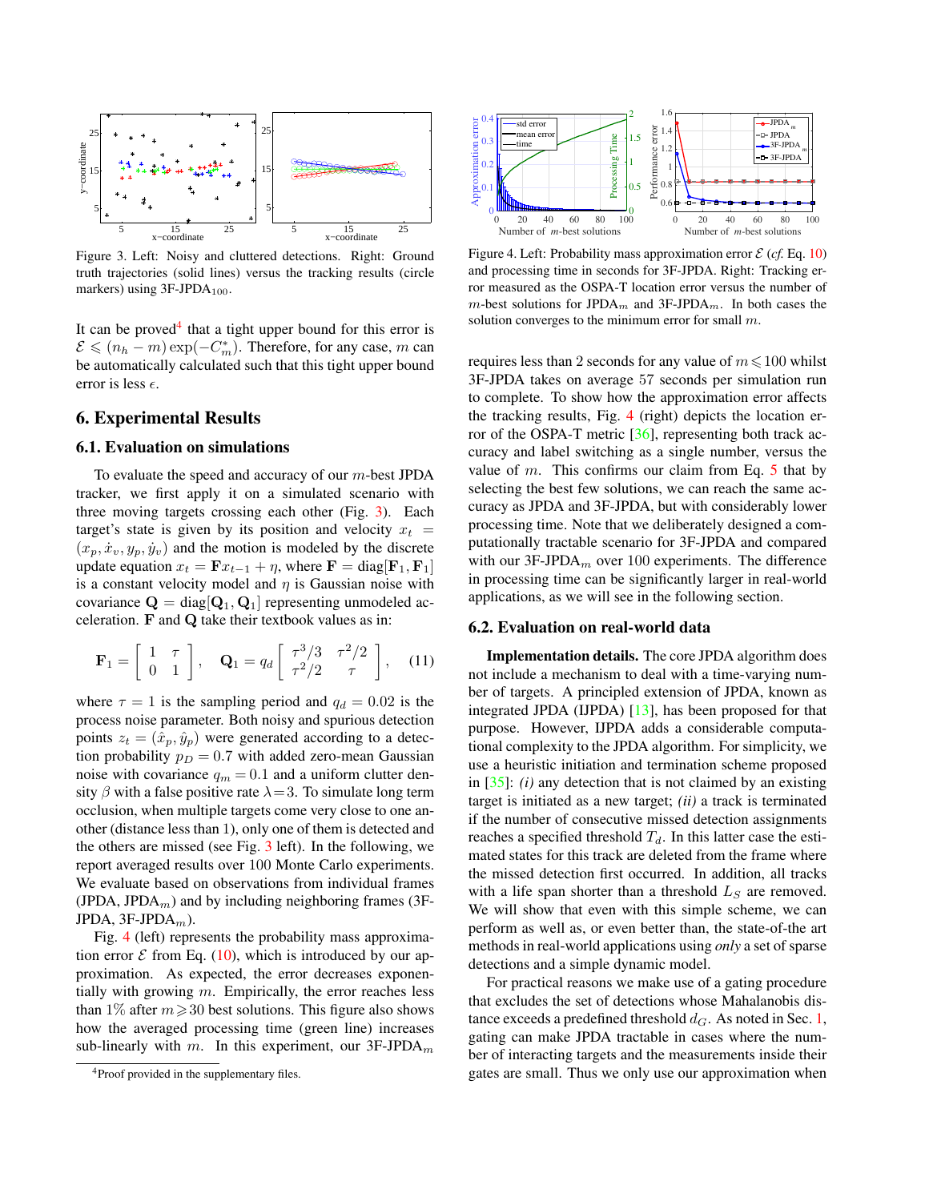Figure 3. Left: Noisy and cluttered detections. Right: Ground truth trajectories (solid lines) versus the tracking results (circle markers) using 3F-JPDA$_{100}$.

It can be proved[4] that a tight upper bound for this error is $\mathcal{E} \leqslant (n_h - m)\exp(-C_m^*)$. Therefore, for any case, $m$ can be automatically calculated such that this tight upper bound error is less $\epsilon$.

## 6. Experimental Results

### 6.1. Evaluation on simulations

To evaluate the speed and accuracy of our $m$-best JPDA tracker, we first apply it on a simulated scenario with three moving targets crossing each other (Fig. 3). Each target's state is given by its position and velocity $x_t = (x_p, \dot{x}_v, y_p, \dot{y}_v)$ and the motion is modeled by the discrete update equation $x_t = \mathbf{F}x_{t-1} + \eta$, where $\mathbf{F} = \text{diag}[\mathbf{F}_1, \mathbf{F}_1]$ is a constant velocity model and $\eta$ is Gaussian noise with covariance $\mathbf{Q} = \text{diag}[\mathbf{Q}_1, \mathbf{Q}_1]$ representing unmodeled acceleration. $\mathbf{F}$ and $\mathbf{Q}$ take their textbook values as in:

$$\mathbf{F}_1 = \begin{bmatrix} 1 & \tau \\ 0 & 1 \end{bmatrix}, \quad \mathbf{Q}_1 = q_d \begin{bmatrix} \tau^3/3 & \tau^2/2 \\ \tau^2/2 & \tau \end{bmatrix}, \tag{11}$$

where $\tau = 1$ is the sampling period and $q_d = 0.02$ is the process noise parameter. Both noisy and spurious detection points $z_t = (\hat{x}_p, \hat{y}_p)$ were generated according to a detection probability $p_D = 0.7$ with added zero-mean Gaussian noise with covariance $q_m = 0.1$ and a uniform clutter density $\beta$ with a false positive rate $\lambda = 3$. To simulate long term occlusion, when multiple targets come very close to one another (distance less than 1), only one of them is detected and the others are missed (see Fig. 3 left). In the following, we report averaged results over 100 Monte Carlo experiments. We evaluate based on observations from individual frames (JPDA, JPDA$_m$) and by including neighboring frames (3F-JPDA, 3F-JPDA$_m$).

Fig. 4 (left) represents the probability mass approximation error $\mathcal{E}$ from Eq. (10), which is introduced by our approximation. As expected, the error decreases exponentially with growing $m$. Empirically, the error reaches less than 1% after $m \geqslant 30$ best solutions. This figure also shows how the averaged processing time (green line) increases sub-linearly with $m$. In this experiment, our 3F-JPDA$_m$ requires less than 2 seconds for any value of $m \leqslant 100$ whilst 3F-JPDA takes on average 57 seconds per simulation run to complete. To show how the approximation error affects the tracking results, Fig. 4 (right) depicts the location error of the OSPA-T metric [36], representing both track accuracy and label switching as a single number, versus the value of $m$. This confirms our claim from Eq. 5 that by selecting the best few solutions, we can reach the same accuracy as JPDA and 3F-JPDA, but with considerably lower processing time. Note that we deliberately designed a computationally tractable scenario for 3F-JPDA and compared with our 3F-JPDA$_m$ over 100 experiments. The difference in processing time can be significantly larger in real-world applications, as we will see in the following section.

[4] Proof provided in the supplementary files.

Figure 4. Left: Probability mass approximation error $\mathcal{E}$ (*cf.* Eq. 10) and processing time in seconds for 3F-JPDA. Right: Tracking error measured as the OSPA-T location error versus the number of $m$-best solutions for JPDA$_m$ and 3F-JPDA$_m$. In both cases the solution converges to the minimum error for small $m$.

### 6.2. Evaluation on real-world data

**Implementation details.** The core JPDA algorithm does not include a mechanism to deal with a time-varying number of targets. A principled extension of JPDA, known as integrated JPDA (IJPDA) [13], has been proposed for that purpose. However, IJPDA adds a considerable computational complexity to the JPDA algorithm. For simplicity, we use a heuristic initiation and termination scheme proposed in [35]: *(i)* any detection that is not claimed by an existing target is initiated as a new target; *(ii)* a track is terminated if the number of consecutive missed detection assignments reaches a specified threshold $T_d$. In this latter case the estimated states for this track are deleted from the frame where the missed detection first occurred. In addition, all tracks with a life span shorter than a threshold $L_S$ are removed. We will show that even with this simple scheme, we can perform as well as, or even better than, the state-of-the art methods in real-world applications using *only* a set of sparse detections and a simple dynamic model.

For practical reasons we make use of a gating procedure that excludes the set of detections whose Mahalanobis distance exceeds a predefined threshold $d_G$. As noted in Sec. 1, gating can make JPDA tractable in cases where the number of interacting targets and the measurements inside their gates are small. Thus we only use our approximation when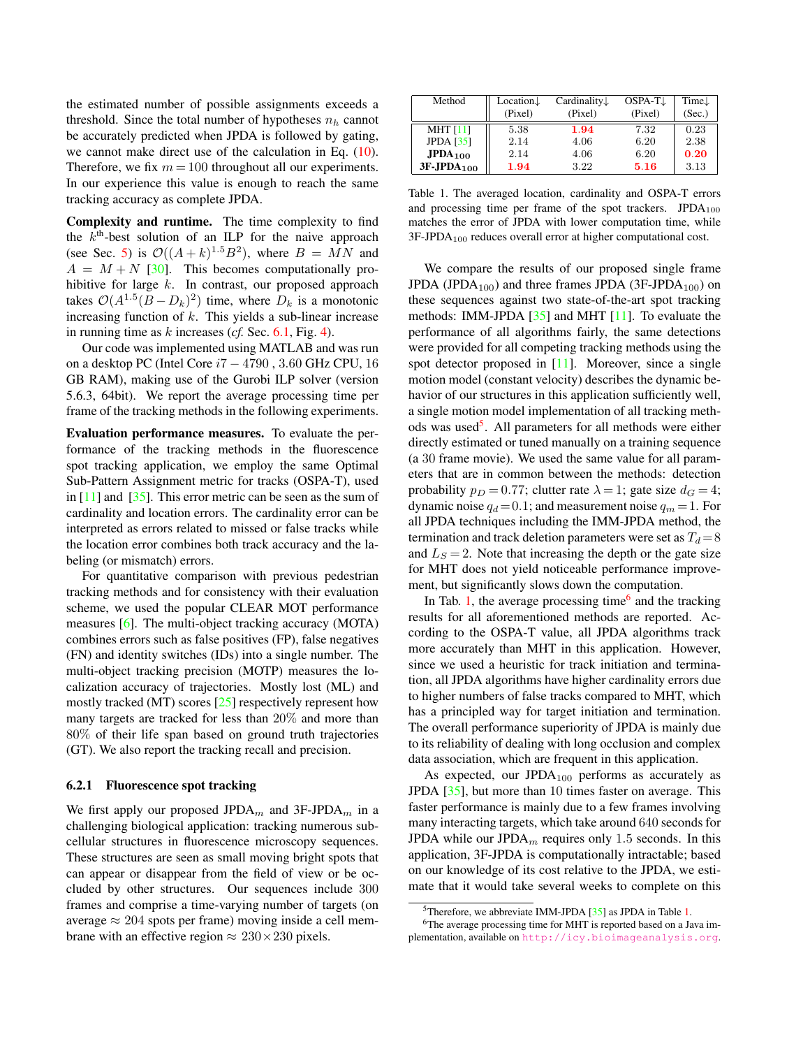the estimated number of possible assignments exceeds a threshold. Since the total number of hypotheses $n_h$ cannot be accurately predicted when JPDA is followed by gating, we cannot make direct use of the calculation in Eq. (10). Therefore, we fix $m = 100$ throughout all our experiments. In our experience this value is enough to reach the same tracking accuracy as complete JPDA.

**Complexity and runtime.** The time complexity to find the $k^{\text{th}}$-best solution of an ILP for the naive approach (see Sec. 5) is $\mathcal{O}((A+k)^{1.5}B^2)$, where $B = MN$ and $A = M + N$ [30]. This becomes computationally prohibitive for large $k$. In contrast, our proposed approach takes $\mathcal{O}(A^{1.5}(B - D_k)^2)$ time, where $D_k$ is a monotonic increasing function of $k$. This yields a sub-linear increase in running time as $k$ increases (*cf.* Sec. 6.1, Fig. 4).

Our code was implemented using MATLAB and was run on a desktop PC (Intel Core $i7-4790$ , 3.60 GHz CPU, 16 GB RAM), making use of the Gurobi ILP solver (version 5.6.3, 64bit). We report the average processing time per frame of the tracking methods in the following experiments.

**Evaluation performance measures.** To evaluate the performance of the tracking methods in the fluorescence spot tracking application, we employ the same Optimal Sub-Pattern Assignment metric for tracks (OSPA-T), used in [11] and [35]. This error metric can be seen as the sum of cardinality and location errors. The cardinality error can be interpreted as errors related to missed or false tracks while the location error combines both track accuracy and the labeling (or mismatch) errors.

For quantitative comparison with previous pedestrian tracking methods and for consistency with their evaluation scheme, we used the popular CLEAR MOT performance measures [6]. The multi-object tracking accuracy (MOTA) combines errors such as false positives (FP), false negatives (FN) and identity switches (IDs) into a single number. The multi-object tracking precision (MOTP) measures the localization accuracy of trajectories. Mostly lost (ML) and mostly tracked (MT) scores [25] respectively represent how many targets are tracked for less than 20% and more than 80% of their life span based on ground truth trajectories (GT). We also report the tracking recall and precision.

#### 6.2.1 Fluorescence spot tracking

We first apply our proposed JPDA$_m$ and 3F-JPDA$_m$ in a challenging biological application: tracking numerous subcellular structures in fluorescence microscopy sequences. These structures are seen as small moving bright spots that can appear or disappear from the field of view or be occluded by other structures. Our sequences include 300 frames and comprise a time-varying number of targets (on average $\approx 204$ spots per frame) moving inside a cell membrane with an effective region $\approx 230 \times 230$ pixels.

| Method | Location↓ (Pixel) | Cardinality↓ (Pixel) | OSPA-T↓ (Pixel) | Time↓ (Sec.) |
|---|---|---|---|---|
| MHT [11] | 5.38 | **1.94** | 7.32 | 0.23 |
| JPDA [35] | 2.14 | 4.06 | 6.20 | 2.38 |
| **JPDA$_{100}$** | 2.14 | 4.06 | 6.20 | **0.20** |
| **3F-JPDA$_{100}$** | **1.94** | 3.22 | **5.16** | 3.13 |

Table 1. The averaged location, cardinality and OSPA-T errors and processing time per frame of the spot trackers. JPDA$_{100}$ matches the error of JPDA with lower computation time, while 3F-JPDA$_{100}$ reduces overall error at higher computational cost.

We compare the results of our proposed single frame JPDA (JPDA$_{100}$) and three frames JPDA (3F-JPDA$_{100}$) on these sequences against two state-of-the-art spot tracking methods: IMM-JPDA [35] and MHT [11]. To evaluate the performance of all algorithms fairly, the same detections were provided for all competing tracking methods using the spot detector proposed in [11]. Moreover, since a single motion model (constant velocity) describes the dynamic behavior of our structures in this application sufficiently well, a single motion model implementation of all tracking methods was used[5]. All parameters for all methods were either directly estimated or tuned manually on a training sequence (a 30 frame movie). We used the same value for all parameters that are in common between the methods: detection probability $p_D = 0.77$; clutter rate $\lambda = 1$; gate size $d_G = 4$; dynamic noise $q_d = 0.1$; and measurement noise $q_m = 1$. For all JPDA techniques including the IMM-JPDA method, the termination and track deletion parameters were set as $T_d = 8$ and $L_S = 2$. Note that increasing the depth or the gate size for MHT does not yield noticeable performance improvement, but significantly slows down the computation.

In Tab. 1, the average processing time[6] and the tracking results for all aforementioned methods are reported. According to the OSPA-T value, all JPDA algorithms track more accurately than MHT in this application. However, since we used a heuristic for track initiation and termination, all JPDA algorithms have higher cardinality errors due to higher numbers of false tracks compared to MHT, which has a principled way for target initiation and termination. The overall performance superiority of JPDA is mainly due to its reliability of dealing with long occlusion and complex data association, which are frequent in this application.

As expected, our JPDA$_{100}$ performs as accurately as JPDA [35], but more than 10 times faster on average. This faster performance is mainly due to a few frames involving many interacting targets, which take around 640 seconds for JPDA while our JPDA$_m$ requires only 1.5 seconds. In this application, 3F-JPDA is computationally intractable; based on our knowledge of its cost relative to the JPDA, we estimate that it would take several weeks to complete on this

[5] Therefore, we abbreviate IMM-JPDA [35] as JPDA in Table 1.

[6] The average processing time for MHT is reported based on a Java implementation, available on http://icy.bioimageanalysis.org.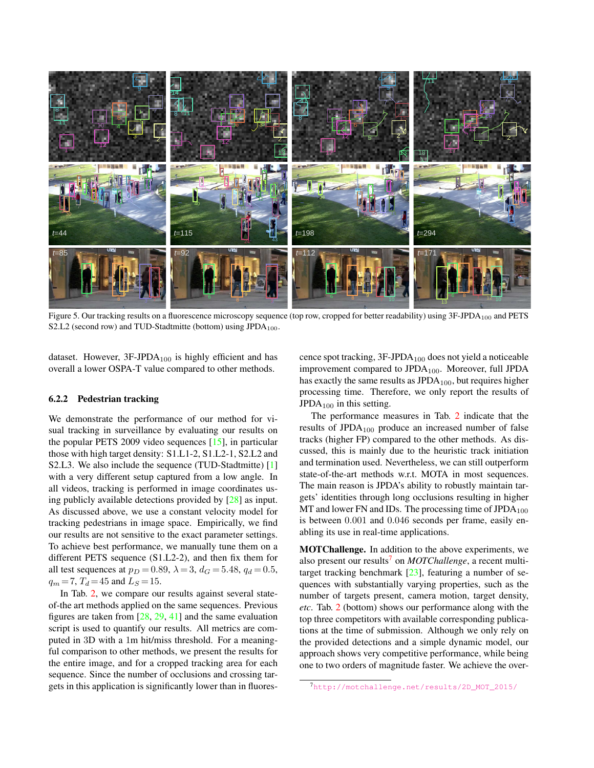Figure 5. Our tracking results on a fluorescence microscopy sequence (top row, cropped for better readability) using 3F-JPDA$_{100}$ and PETS S2.L2 (second row) and TUD-Stadtmitte (bottom) using JPDA$_{100}$.

dataset. However, 3F-JPDA$_{100}$ is highly efficient and has overall a lower OSPA-T value compared to other methods.

### 6.2.2 Pedestrian tracking

We demonstrate the performance of our method for visual tracking in surveillance by evaluating our results on the popular PETS 2009 video sequences [15], in particular those with high target density: S1.L1-2, S1.L2-1, S2.L2 and S2.L3. We also include the sequence (TUD-Stadtmitte) [1] with a very different setup captured from a low angle. In all videos, tracking is performed in image coordinates using publicly available detections provided by [28] as input. As discussed above, we use a constant velocity model for tracking pedestrians in image space. Empirically, we find our results are not sensitive to the exact parameter settings. To achieve best performance, we manually tune them on a different PETS sequence (S1.L2-2), and then fix them for all test sequences at $p_D = 0.89$, $\lambda = 3$, $d_G = 5.48$, $q_d = 0.5$, $q_m = 7$, $T_d = 45$ and $L_S = 15$.

In Tab. 2, we compare our results against several state-of-the art methods applied on the same sequences. Previous figures are taken from [28, 29, 41] and the same evaluation script is used to quantify our results. All metrics are computed in 3D with a 1m hit/miss threshold. For a meaningful comparison to other methods, we present the results for the entire image, and for a cropped tracking area for each sequence. Since the number of occlusions and crossing targets in this application is significantly lower than in fluorescence spot tracking, 3F-JPDA$_{100}$ does not yield a noticeable improvement compared to JPDA$_{100}$. Moreover, full JPDA has exactly the same results as JPDA$_{100}$, but requires higher processing time. Therefore, we only report the results of JPDA$_{100}$ in this setting.

The performance measures in Tab. 2 indicate that the results of JPDA$_{100}$ produce an increased number of false tracks (higher FP) compared to the other methods. As discussed, this is mainly due to the heuristic track initiation and termination used. Nevertheless, we can still outperform state-of-the-art methods w.r.t. MOTA in most sequences. The main reason is JPDA's ability to robustly maintain targets' identities through long occlusions resulting in higher MT and lower FN and IDs. The processing time of JPDA$_{100}$ is between 0.001 and 0.046 seconds per frame, easily enabling its use in real-time applications.

**MOTChallenge.** In addition to the above experiments, we also present our results[7] on *MOTChallenge*, a recent multi-target tracking benchmark [23], featuring a number of sequences with substantially varying properties, such as the number of targets present, camera motion, target density, *etc*. Tab. 2 (bottom) shows our performance along with the top three competitors with available corresponding publications at the time of submission. Although we only rely on the provided detections and a simple dynamic model, our approach shows very competitive performance, while being one to two orders of magnitude faster. We achieve the over-

[7] http://motchallenge.net/results/2D_MOT_2015/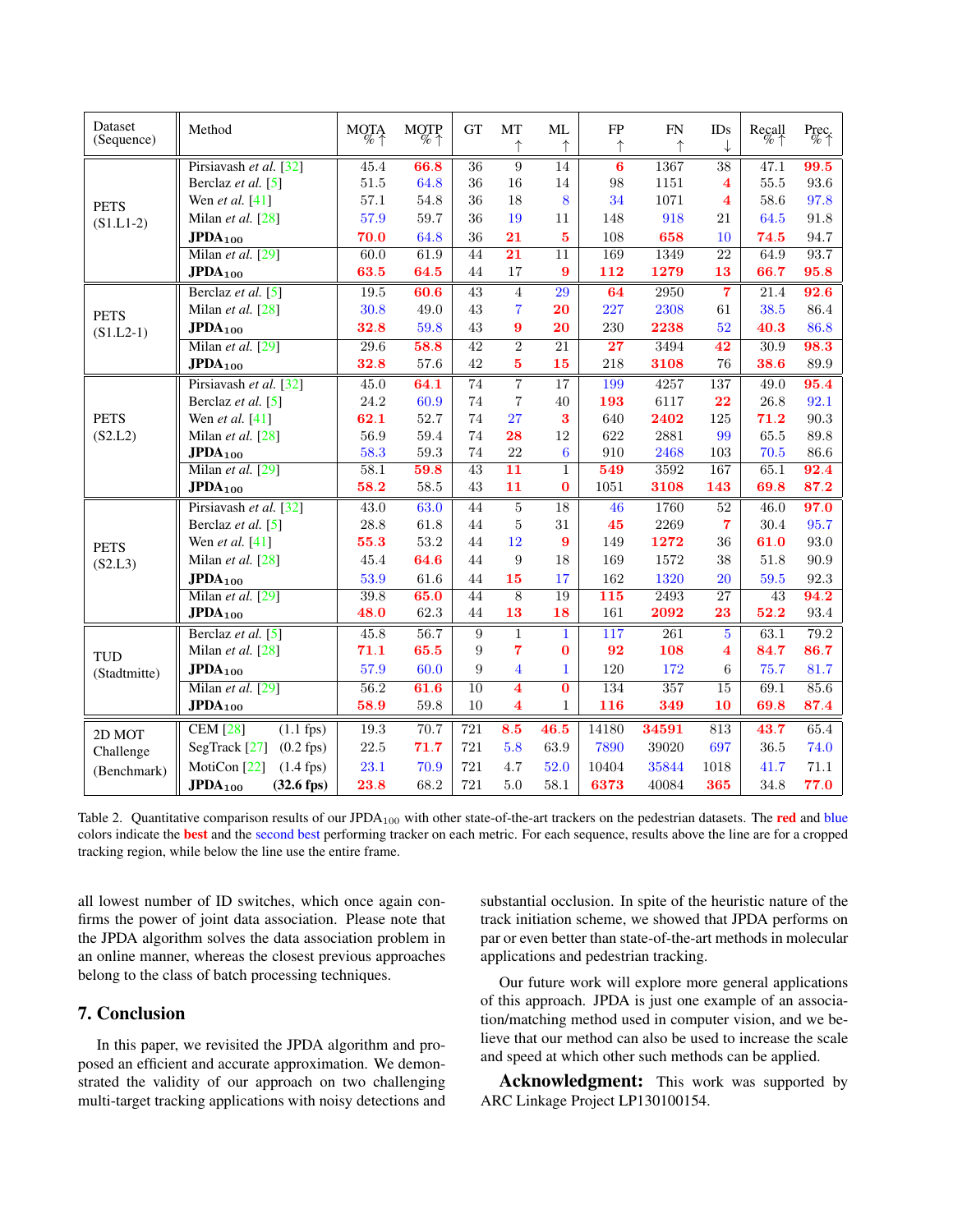| Dataset (Sequence) | Method | MOTA % ↑ | MOTP % ↑ | GT | MT ↑ | ML ↑ | FP ↑ | FN ↑ | IDs ↓ | Recall % ↑ | Prec. % ↑ |
|---|---|---|---|---|---|---|---|---|---|---|---|
| PETS (S1.L1-2) | Pirsiavash *et al.* [32] | 45.4 | **66.8** | 36 | 9 | 14 | **6** | 1367 | 38 | 47.1 | **99.5** |
| | Berclaz *et al.* [5] | 51.5 | 64.8 | 36 | 16 | 14 | 98 | 1151 | **4** | 55.5 | 93.6 |
| | Wen *et al.* [41] | 57.1 | 54.8 | 36 | 18 | 8 | 34 | 1071 | **4** | 58.6 | 97.8 |
| | Milan *et al.* [28] | 57.9 | 59.7 | 36 | 19 | 11 | 148 | 918 | 21 | 64.5 | 91.8 |
| | **JPDA$_{100}$** | **70.0** | 64.8 | 36 | **21** | **5** | 108 | **658** | 10 | **74.5** | 94.7 |
| | Milan *et al.* [29] | 60.0 | 61.9 | 44 | **21** | 11 | 169 | 1349 | 22 | 64.9 | 93.7 |
| | **JPDA$_{100}$** | **63.5** | **64.5** | 44 | 17 | **9** | **112** | **1279** | **13** | **66.7** | **95.8** |
| PETS (S1.L2-1) | Berclaz *et al.* [5] | 19.5 | **60.6** | 43 | 4 | 29 | **64** | 2950 | **7** | 21.4 | **92.6** |
| | Milan *et al.* [28] | 30.8 | 49.0 | 43 | 7 | **20** | 227 | 2308 | 61 | 38.5 | 86.4 |
| | **JPDA$_{100}$** | **32.8** | 59.8 | 43 | **9** | **20** | 230 | **2238** | 52 | **40.3** | 86.8 |
| | Milan *et al.* [29] | 29.6 | **58.8** | 42 | 2 | 21 | **27** | 3494 | **42** | 30.9 | **98.3** |
| | **JPDA$_{100}$** | **32.8** | 57.6 | 42 | **5** | **15** | 218 | **3108** | 76 | **38.6** | 89.9 |
| PETS (S2.L2) | Pirsiavash *et al.* [32] | 45.0 | **64.1** | 74 | 7 | 17 | 199 | 4257 | 137 | 49.0 | **95.4** |
| | Berclaz *et al.* [5] | 24.2 | 60.9 | 74 | 7 | 40 | **193** | 6117 | **22** | 26.8 | 92.1 |
| | Wen *et al.* [41] | **62.1** | 52.7 | 74 | 27 | **3** | 640 | **2402** | 125 | **71.2** | 90.3 |
| | Milan *et al.* [28] | 56.9 | 59.4 | 74 | **28** | 12 | 622 | 2881 | 99 | 65.5 | 89.8 |
| | **JPDA$_{100}$** | 58.3 | 59.3 | 74 | 22 | 6 | 910 | 2468 | 103 | 70.5 | 86.6 |
| | Milan *et al.* [29] | 58.1 | **59.8** | 43 | **11** | 1 | **549** | 3592 | 167 | 65.1 | **92.4** |
| | **JPDA$_{100}$** | **58.2** | 58.5 | 43 | **11** | **0** | 1051 | **3108** | **143** | **69.8** | **87.2** |
| PETS (S2.L3) | Pirsiavash *et al.* [32] | 43.0 | 63.0 | 44 | 5 | 18 | 46 | 1760 | 52 | 46.0 | **97.0** |
| | Berclaz *et al.* [5] | 28.8 | 61.8 | 44 | 5 | 31 | **45** | 2269 | **7** | 30.4 | 95.7 |
| | Wen *et al.* [41] | **55.3** | 53.2 | 44 | 12 | **9** | 149 | **1272** | 36 | **61.0** | 93.0 |
| | Milan *et al.* [28] | 45.4 | **64.6** | 44 | 9 | 18 | 169 | 1572 | 38 | 51.8 | 90.9 |
| | **JPDA$_{100}$** | 53.9 | 61.6 | 44 | **15** | 17 | 162 | 1320 | 20 | 59.5 | 92.3 |
| | Milan *et al.* [29] | 39.8 | **65.0** | 44 | 8 | 19 | **115** | 2493 | 27 | 43 | **94.2** |
| | **JPDA$_{100}$** | **48.0** | 62.3 | 44 | **13** | **18** | 161 | **2092** | **23** | **52.2** | 93.4 |
| TUD (Stadtmitte) | Berclaz *et al.* [5] | 45.8 | 56.7 | 9 | 1 | 1 | 117 | 261 | 5 | 63.1 | 79.2 |
| | Milan *et al.* [28] | **71.1** | **65.5** | 9 | **7** | **0** | **92** | **108** | **4** | **84.7** | **86.7** |
| | **JPDA$_{100}$** | 57.9 | 60.0 | 9 | 4 | 1 | 120 | 172 | 6 | 75.7 | 81.7 |
| | Milan *et al.* [29] | 56.2 | **61.6** | 10 | **4** | **0** | 134 | 357 | 15 | 69.1 | 85.6 |
| | **JPDA$_{100}$** | **58.9** | 59.8 | 10 | **4** | 1 | **116** | **349** | **10** | **69.8** | **87.4** |
| 2D MOT Challenge (Benchmark) | CEM [28] (1.1 fps) | 19.3 | 70.7 | 721 | **8.5** | **46.5** | 14180 | **34591** | 813 | **43.7** | 65.4 |
| | SegTrack [27] (0.2 fps) | 22.5 | **71.7** | 721 | 5.8 | 63.9 | 7890 | 39020 | 697 | 36.5 | 74.0 |
| | MotiCon [22] (1.4 fps) | 23.1 | 70.9 | 721 | 4.7 | 52.0 | 10404 | 35844 | 1018 | 41.7 | 71.1 |
| | **JPDA$_{100}$ (32.6 fps)** | **23.8** | 68.2 | 721 | 5.0 | 58.1 | **6373** | 40084 | **365** | 34.8 | **77.0** |

Table 2. Quantitative comparison results of our JPDA$_{100}$ with other state-of-the-art trackers on the pedestrian datasets. The **red** and blue colors indicate the **best** and the second best performing tracker on each metric. For each sequence, results above the line are for a cropped tracking region, while below the line use the entire frame.

all lowest number of ID switches, which once again confirms the power of joint data association. Please note that the JPDA algorithm solves the data association problem in an online manner, whereas the closest previous approaches belong to the class of batch processing techniques.

## 7. Conclusion

In this paper, we revisited the JPDA algorithm and proposed an efficient and accurate approximation. We demonstrated the validity of our approach on two challenging multi-target tracking applications with noisy detections and substantial occlusion. In spite of the heuristic nature of the track initiation scheme, we showed that JPDA performs on par or even better than state-of-the-art methods in molecular applications and pedestrian tracking.

Our future work will explore more general applications of this approach. JPDA is just one example of an association/matching method used in computer vision, and we believe that our method can also be used to increase the scale and speed at which other such methods can be applied.

**Acknowledgment:** This work was supported by ARC Linkage Project LP130100154.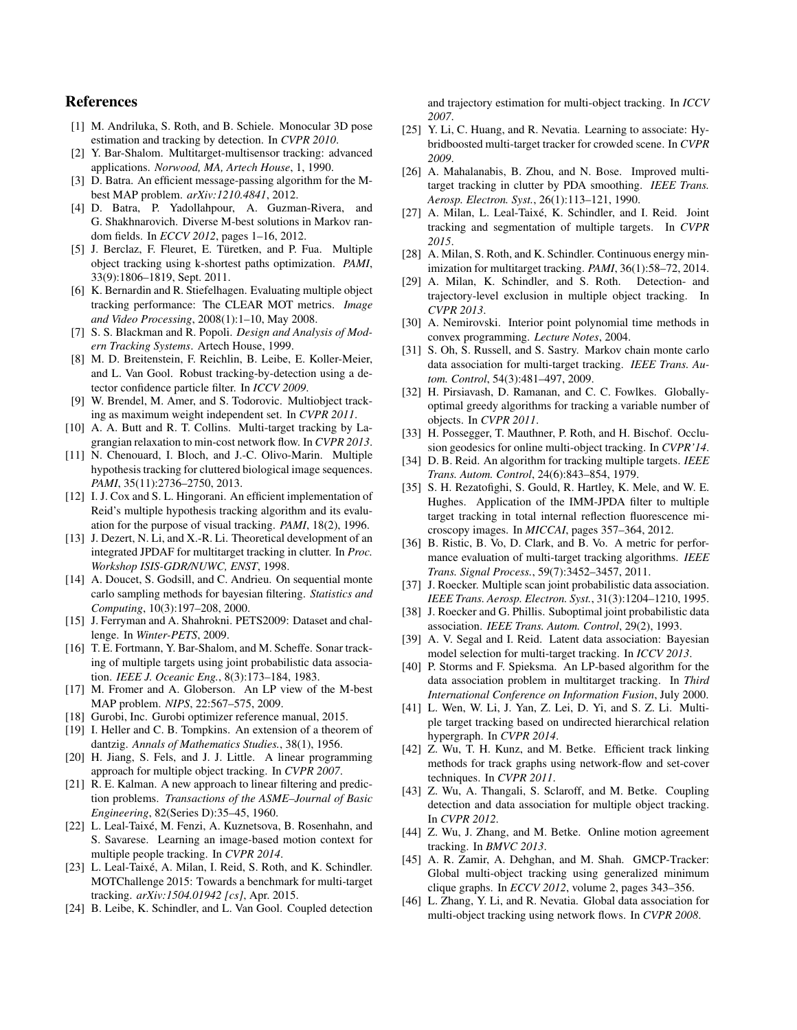## References

[1] M. Andriluka, S. Roth, and B. Schiele. Monocular 3D pose estimation and tracking by detection. In *CVPR 2010*.

[2] Y. Bar-Shalom. Multitarget-multisensor tracking: advanced applications. *Norwood, MA, Artech House*, 1, 1990.

[3] D. Batra. An efficient message-passing algorithm for the M-best MAP problem. *arXiv:1210.4841*, 2012.

[4] D. Batra, P. Yadollahpour, A. Guzman-Rivera, and G. Shakhnarovich. Diverse M-best solutions in Markov random fields. In *ECCV 2012*, pages 1–16, 2012.

[5] J. Berclaz, F. Fleuret, E. Türetken, and P. Fua. Multiple object tracking using k-shortest paths optimization. *PAMI*, 33(9):1806–1819, Sept. 2011.

[6] K. Bernardin and R. Stiefelhagen. Evaluating multiple object tracking performance: The CLEAR MOT metrics. *Image and Video Processing*, 2008(1):1–10, May 2008.

[7] S. S. Blackman and R. Popoli. *Design and Analysis of Modern Tracking Systems*. Artech House, 1999.

[8] M. D. Breitenstein, F. Reichlin, B. Leibe, E. Koller-Meier, and L. Van Gool. Robust tracking-by-detection using a detector confidence particle filter. In *ICCV 2009*.

[9] W. Brendel, M. Amer, and S. Todorovic. Multiobject tracking as maximum weight independent set. In *CVPR 2011*.

[10] A. A. Butt and R. T. Collins. Multi-target tracking by Lagrangian relaxation to min-cost network flow. In *CVPR 2013*.

[11] N. Chenouard, I. Bloch, and J.-C. Olivo-Marin. Multiple hypothesis tracking for cluttered biological image sequences. *PAMI*, 35(11):2736–2750, 2013.

[12] I. J. Cox and S. L. Hingorani. An efficient implementation of Reid's multiple hypothesis tracking algorithm and its evaluation for the purpose of visual tracking. *PAMI*, 18(2), 1996.

[13] J. Dezert, N. Li, and X.-R. Li. Theoretical development of an integrated JPDAF for multitarget tracking in clutter. In *Proc. Workshop ISIS-GDR/NUWC, ENST*, 1998.

[14] A. Doucet, S. Godsill, and C. Andrieu. On sequential monte carlo sampling methods for bayesian filtering. *Statistics and Computing*, 10(3):197–208, 2000.

[15] J. Ferryman and A. Shahrokni. PETS2009: Dataset and challenge. In *Winter-PETS*, 2009.

[16] T. E. Fortmann, Y. Bar-Shalom, and M. Scheffe. Sonar tracking of multiple targets using joint probabilistic data association. *IEEE J. Oceanic Eng.*, 8(3):173–184, 1983.

[17] M. Fromer and A. Globerson. An LP view of the M-best MAP problem. *NIPS*, 22:567–575, 2009.

[18] Gurobi, Inc. Gurobi optimizer reference manual, 2015.

[19] I. Heller and C. B. Tompkins. An extension of a theorem of dantzig. *Annals of Mathematics Studies.*, 38(1), 1956.

[20] H. Jiang, S. Fels, and J. J. Little. A linear programming approach for multiple object tracking. In *CVPR 2007*.

[21] R. E. Kalman. A new approach to linear filtering and prediction problems. *Transactions of the ASME–Journal of Basic Engineering*, 82(Series D):35–45, 1960.

[22] L. Leal-Taixé, M. Fenzi, A. Kuznetsova, B. Rosenhahn, and S. Savarese. Learning an image-based motion context for multiple people tracking. In *CVPR 2014*.

[23] L. Leal-Taixé, A. Milan, I. Reid, S. Roth, and K. Schindler. MOTChallenge 2015: Towards a benchmark for multi-target tracking. *arXiv:1504.01942 [cs]*, Apr. 2015.

[24] B. Leibe, K. Schindler, and L. Van Gool. Coupled detection and trajectory estimation for multi-object tracking. In *ICCV 2007*.

[25] Y. Li, C. Huang, and R. Nevatia. Learning to associate: Hybridboosted multi-target tracker for crowded scene. In *CVPR 2009*.

[26] A. Mahalanabis, B. Zhou, and N. Bose. Improved multi-target tracking in clutter by PDA smoothing. *IEEE Trans. Aerosp. Electron. Syst.*, 26(1):113–121, 1990.

[27] A. Milan, L. Leal-Taixé, K. Schindler, and I. Reid. Joint tracking and segmentation of multiple targets. In *CVPR 2015*.

[28] A. Milan, S. Roth, and K. Schindler. Continuous energy minimization for multitarget tracking. *PAMI*, 36(1):58–72, 2014.

[29] A. Milan, K. Schindler, and S. Roth. Detection- and trajectory-level exclusion in multiple object tracking. In *CVPR 2013*.

[30] A. Nemirovski. Interior point polynomial time methods in convex programming. *Lecture Notes*, 2004.

[31] S. Oh, S. Russell, and S. Sastry. Markov chain monte carlo data association for multi-target tracking. *IEEE Trans. Autom. Control*, 54(3):481–497, 2009.

[32] H. Pirsiavash, D. Ramanan, and C. C. Fowlkes. Globally-optimal greedy algorithms for tracking a variable number of objects. In *CVPR 2011*.

[33] H. Possegger, T. Mauthner, P. Roth, and H. Bischof. Occlusion geodesics for online multi-object tracking. In *CVPR'14*.

[34] D. B. Reid. An algorithm for tracking multiple targets. *IEEE Trans. Autom. Control*, 24(6):843–854, 1979.

[35] S. H. Rezatofighi, S. Gould, R. Hartley, K. Mele, and W. E. Hughes. Application of the IMM-JPDA filter to multiple target tracking in total internal reflection fluorescence microscopy images. In *MICCAI*, pages 357–364, 2012.

[36] B. Ristic, B. Vo, D. Clark, and B. Vo. A metric for performance evaluation of multi-target tracking algorithms. *IEEE Trans. Signal Process.*, 59(7):3452–3457, 2011.

[37] J. Roecker. Multiple scan joint probabilistic data association. *IEEE Trans. Aerosp. Electron. Syst.*, 31(3):1204–1210, 1995.

[38] J. Roecker and G. Phillis. Suboptimal joint probabilistic data association. *IEEE Trans. Autom. Control*, 29(2), 1993.

[39] A. V. Segal and I. Reid. Latent data association: Bayesian model selection for multi-target tracking. In *ICCV 2013*.

[40] P. Storms and F. Spieksma. An LP-based algorithm for the data association problem in multitarget tracking. In *Third International Conference on Information Fusion*, July 2000.

[41] L. Wen, W. Li, J. Yan, Z. Lei, D. Yi, and S. Z. Li. Multiple target tracking based on undirected hierarchical relation hypergraph. In *CVPR 2014*.

[42] Z. Wu, T. H. Kunz, and M. Betke. Efficient track linking methods for track graphs using network-flow and set-cover techniques. In *CVPR 2011*.

[43] Z. Wu, A. Thangali, S. Sclaroff, and M. Betke. Coupling detection and data association for multiple object tracking. In *CVPR 2012*.

[44] Z. Wu, J. Zhang, and M. Betke. Online motion agreement tracking. In *BMVC 2013*.

[45] A. R. Zamir, A. Dehghan, and M. Shah. GMCP-Tracker: Global multi-object tracking using generalized minimum clique graphs. In *ECCV 2012*, volume 2, pages 343–356.

[46] L. Zhang, Y. Li, and R. Nevatia. Global data association for multi-object tracking using network flows. In *CVPR 2008*.